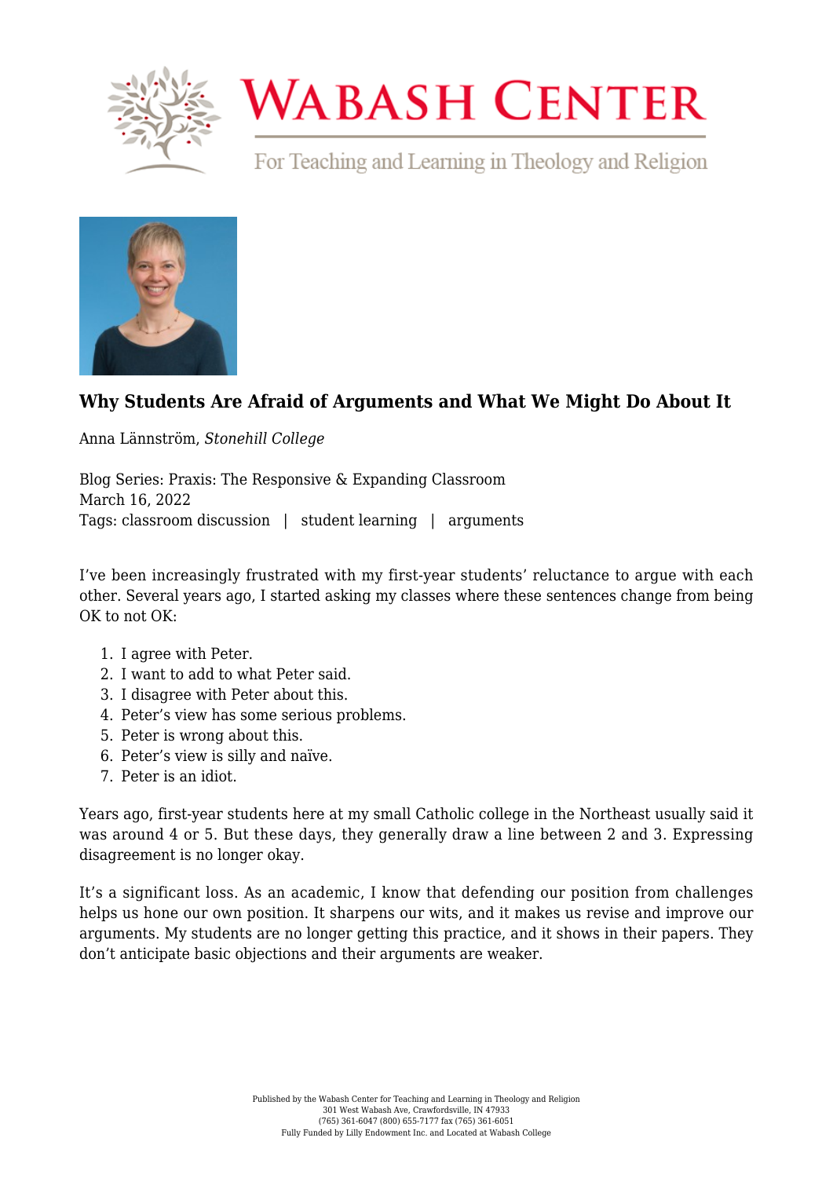# Why Students Are Afraid of Arguments and What We Might Do About It

Anna Lännström, *Stonehill College*

Blog Series: Praxis: The Responsive & Expanding Classroom
March 16, 2022
Tags: classroom discussion | student learning | arguments

I've been increasingly frustrated with my first-year students' reluctance to argue with each other. Several years ago, I started asking my classes where these sentences change from being OK to not OK:

1. I agree with Peter.
2. I want to add to what Peter said.
3. I disagree with Peter about this.
4. Peter's view has some serious problems.
5. Peter is wrong about this.
6. Peter's view is silly and naïve.
7. Peter is an idiot.

Years ago, first-year students here at my small Catholic college in the Northeast usually said it was around 4 or 5. But these days, they generally draw a line between 2 and 3. Expressing disagreement is no longer okay.

It's a significant loss. As an academic, I know that defending our position from challenges helps us hone our own position. It sharpens our wits, and it makes us revise and improve our arguments. My students are no longer getting this practice, and it shows in their papers. They don't anticipate basic objections and their arguments are weaker.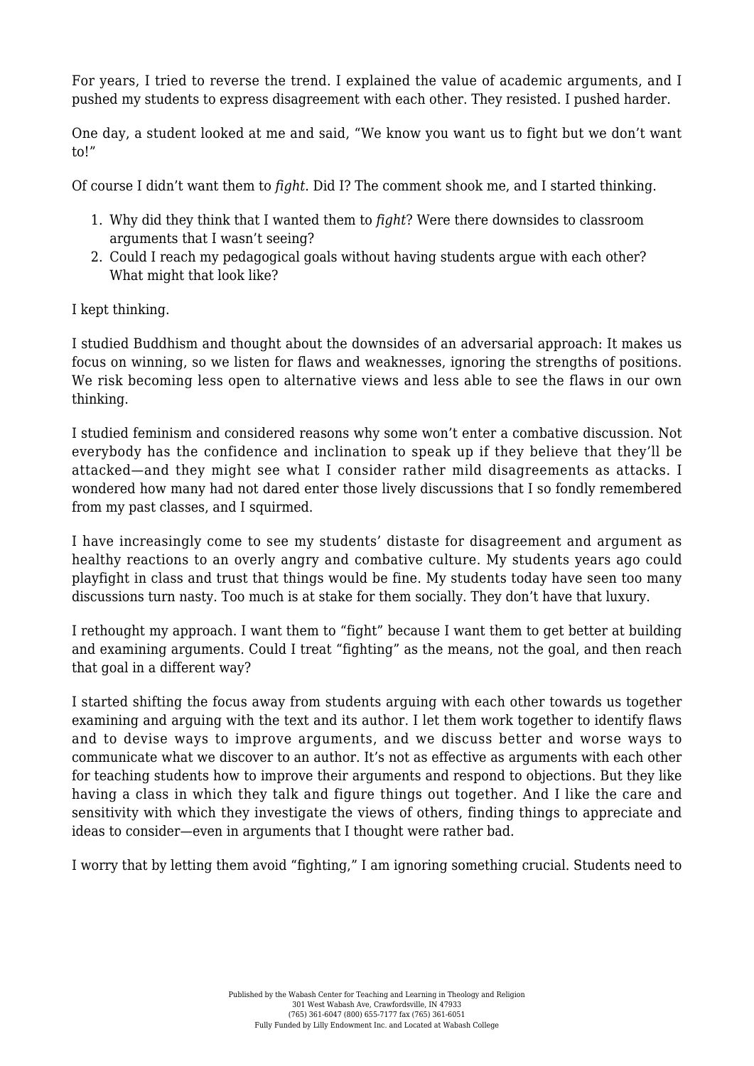For years, I tried to reverse the trend. I explained the value of academic arguments, and I pushed my students to express disagreement with each other. They resisted. I pushed harder.

One day, a student looked at me and said, "We know you want us to fight but we don't want to!"

Of course I didn't want them to *fight*. Did I? The comment shook me, and I started thinking.

1. Why did they think that I wanted them to *fight*? Were there downsides to classroom arguments that I wasn't seeing?
2. Could I reach my pedagogical goals without having students argue with each other? What might that look like?

I kept thinking.

I studied Buddhism and thought about the downsides of an adversarial approach: It makes us focus on winning, so we listen for flaws and weaknesses, ignoring the strengths of positions. We risk becoming less open to alternative views and less able to see the flaws in our own thinking.

I studied feminism and considered reasons why some won't enter a combative discussion. Not everybody has the confidence and inclination to speak up if they believe that they'll be attacked—and they might see what I consider rather mild disagreements as attacks. I wondered how many had not dared enter those lively discussions that I so fondly remembered from my past classes, and I squirmed.

I have increasingly come to see my students' distaste for disagreement and argument as healthy reactions to an overly angry and combative culture. My students years ago could playfight in class and trust that things would be fine. My students today have seen too many discussions turn nasty. Too much is at stake for them socially. They don't have that luxury.

I rethought my approach. I want them to "fight" because I want them to get better at building and examining arguments. Could I treat "fighting" as the means, not the goal, and then reach that goal in a different way?

I started shifting the focus away from students arguing with each other towards us together examining and arguing with the text and its author. I let them work together to identify flaws and to devise ways to improve arguments, and we discuss better and worse ways to communicate what we discover to an author. It's not as effective as arguments with each other for teaching students how to improve their arguments and respond to objections. But they like having a class in which they talk and figure things out together. And I like the care and sensitivity with which they investigate the views of others, finding things to appreciate and ideas to consider—even in arguments that I thought were rather bad.

I worry that by letting them avoid "fighting," I am ignoring something crucial. Students need to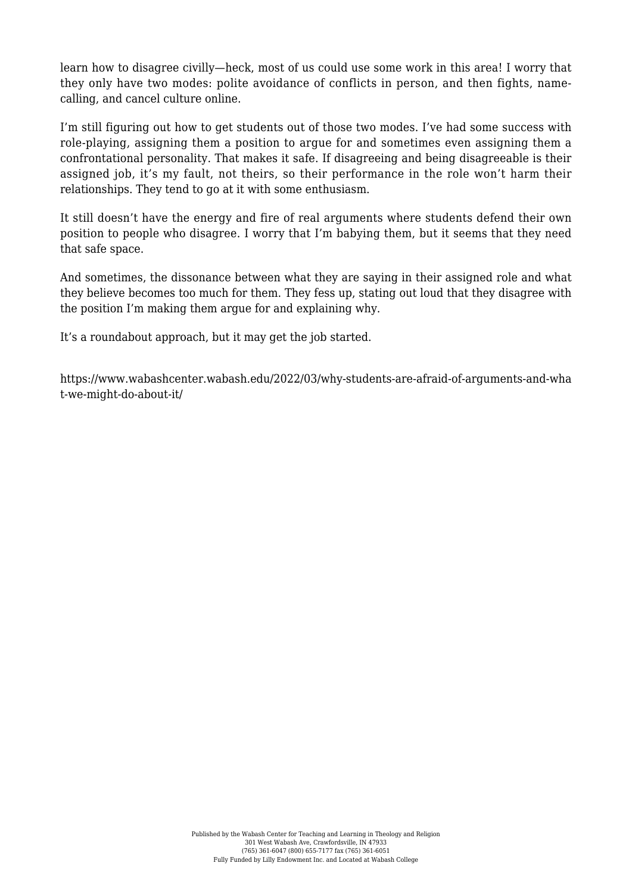learn how to disagree civilly—heck, most of us could use some work in this area! I worry that they only have two modes: polite avoidance of conflicts in person, and then fights, name-calling, and cancel culture online.

I'm still figuring out how to get students out of those two modes. I've had some success with role-playing, assigning them a position to argue for and sometimes even assigning them a confrontational personality. That makes it safe. If disagreeing and being disagreeable is their assigned job, it's my fault, not theirs, so their performance in the role won't harm their relationships. They tend to go at it with some enthusiasm.

It still doesn't have the energy and fire of real arguments where students defend their own position to people who disagree. I worry that I'm babying them, but it seems that they need that safe space.

And sometimes, the dissonance between what they are saying in their assigned role and what they believe becomes too much for them. They fess up, stating out loud that they disagree with the position I'm making them argue for and explaining why.

It's a roundabout approach, but it may get the job started.

https://www.wabashcenter.wabash.edu/2022/03/why-students-are-afraid-of-arguments-and-what-we-might-do-about-it/

Published by the Wabash Center for Teaching and Learning in Theology and Religion
301 West Wabash Ave, Crawfordsville, IN 47933
(765) 361-6047 (800) 655-7177 fax (765) 361-6051
Fully Funded by Lilly Endowment Inc. and Located at Wabash College